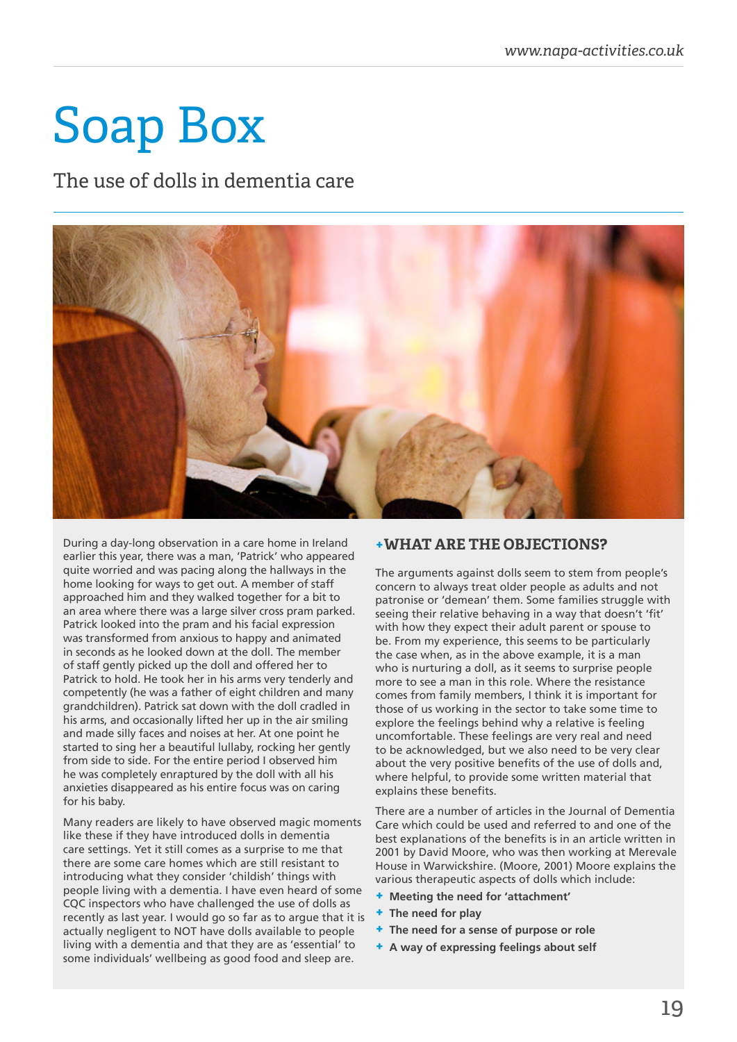# Soap Box

## The use of dolls in dementia care

During a day-long observation in a care home in Ireland earlier this year, there was a man, 'Patrick' who appeared quite worried and was pacing along the hallways in the home looking for ways to get out. A member of staff approached him and they walked together for a bit to an area where there was a large silver cross pram parked. Patrick looked into the pram and his facial expression was transformed from anxious to happy and animated in seconds as he looked down at the doll. The member of staff gently picked up the doll and offered her to Patrick to hold. He took her in his arms very tenderly and competently (he was a father of eight children and many grandchildren). Patrick sat down with the doll cradled in his arms, and occasionally lifted her up in the air smiling and made silly faces and noises at her. At one point he started to sing her a beautiful lullaby, rocking her gently from side to side. For the entire period I observed him he was completely enraptured by the doll with all his anxieties disappeared as his entire focus was on caring for his baby.

Many readers are likely to have observed magic moments like these if they have introduced dolls in dementia care settings. Yet it still comes as a surprise to me that there are some care homes which are still resistant to introducing what they consider 'childish' things with people living with a dementia. I have even heard of some CQC inspectors who have challenged the use of dolls as recently as last year. I would go so far as to argue that it is actually negligent to NOT have dolls available to people living with a dementia and that they are as 'essential' to some individuals' wellbeing as good food and sleep are.

### +WHAT ARE THE OBJECTIONS?

The arguments against dolls seem to stem from people's concern to always treat older people as adults and not patronise or 'demean' them. Some families struggle with seeing their relative behaving in a way that doesn't 'fit' with how they expect their adult parent or spouse to be. From my experience, this seems to be particularly the case when, as in the above example, it is a man who is nurturing a doll, as it seems to surprise people more to see a man in this role. Where the resistance comes from family members, I think it is important for those of us working in the sector to take some time to explore the feelings behind why a relative is feeling uncomfortable. These feelings are very real and need to be acknowledged, but we also need to be very clear about the very positive benefits of the use of dolls and, where helpful, to provide some written material that explains these benefits.

There are a number of articles in the Journal of Dementia Care which could be used and referred to and one of the best explanations of the benefits is in an article written in 2001 by David Moore, who was then working at Merevale House in Warwickshire. (Moore, 2001) Moore explains the various therapeutic aspects of dolls which include:

- **Meeting the need for 'attachment'**
- **The need for play**
- **The need for a sense of purpose or role**
- **A way of expressing feelings about self**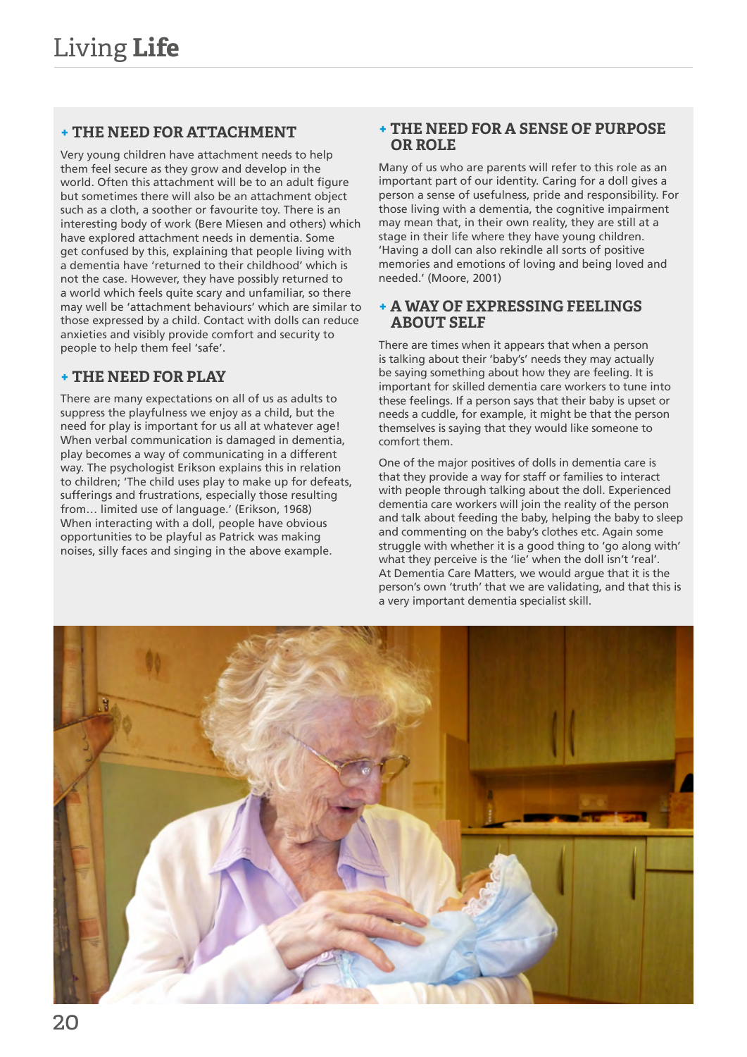## + THE NEED FOR ATTACHMENT

Very young children have attachment needs to help them feel secure as they grow and develop in the world. Often this attachment will be to an adult figure but sometimes there will also be an attachment object such as a cloth, a soother or favourite toy. There is an interesting body of work (Bere Miesen and others) which have explored attachment needs in dementia. Some get confused by this, explaining that people living with a dementia have 'returned to their childhood' which is not the case. However, they have possibly returned to a world which feels quite scary and unfamiliar, so there may well be 'attachment behaviours' which are similar to those expressed by a child. Contact with dolls can reduce anxieties and visibly provide comfort and security to people to help them feel 'safe'.

## + THE NEED FOR PLAY

There are many expectations on all of us as adults to suppress the playfulness we enjoy as a child, but the need for play is important for us all at whatever age! When verbal communication is damaged in dementia, play becomes a way of communicating in a different way. The psychologist Erikson explains this in relation to children; 'The child uses play to make up for defeats, sufferings and frustrations, especially those resulting from… limited use of language.' (Erikson, 1968) When interacting with a doll, people have obvious opportunities to be playful as Patrick was making noises, silly faces and singing in the above example.

## + THE NEED FOR A SENSE OF PURPOSE OR ROLE

Many of us who are parents will refer to this role as an important part of our identity. Caring for a doll gives a person a sense of usefulness, pride and responsibility. For those living with a dementia, the cognitive impairment may mean that, in their own reality, they are still at a stage in their life where they have young children. 'Having a doll can also rekindle all sorts of positive memories and emotions of loving and being loved and needed.' (Moore, 2001)

## + A WAY OF EXPRESSING FEELINGS ABOUT SELF

There are times when it appears that when a person is talking about their 'baby's' needs they may actually be saying something about how they are feeling. It is important for skilled dementia care workers to tune into these feelings. If a person says that their baby is upset or needs a cuddle, for example, it might be that the person themselves is saying that they would like someone to comfort them.

One of the major positives of dolls in dementia care is that they provide a way for staff or families to interact with people through talking about the doll. Experienced dementia care workers will join the reality of the person and talk about feeding the baby, helping the baby to sleep and commenting on the baby's clothes etc. Again some struggle with whether it is a good thing to 'go along with' what they perceive is the 'lie' when the doll isn't 'real'. At Dementia Care Matters, we would argue that it is the person's own 'truth' that we are validating, and that this is a very important dementia specialist skill.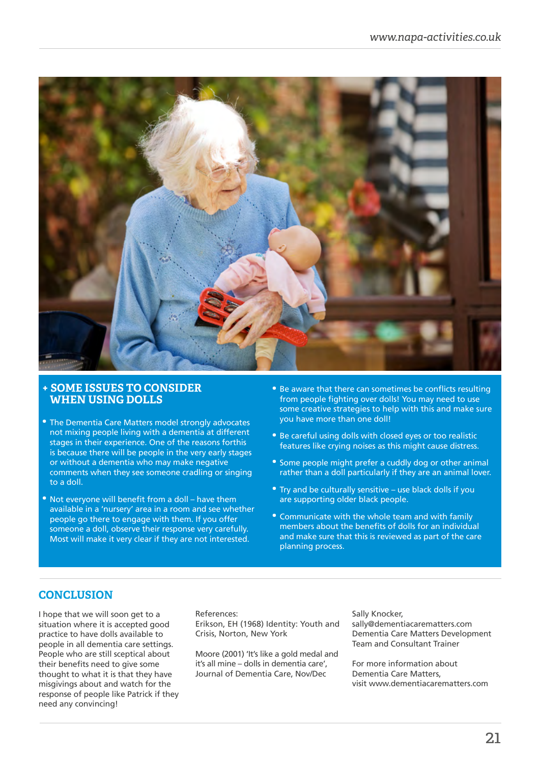## + SOME ISSUES TO CONSIDER WHEN USING DOLLS

- The Dementia Care Matters model strongly advocates not mixing people living with a dementia at different stages in their experience. One of the reasons forthis is because there will be people in the very early stages or without a dementia who may make negative comments when they see someone cradling or singing to a doll.
- Not everyone will benefit from a doll – have them available in a 'nursery' area in a room and see whether people go there to engage with them. If you offer someone a doll, observe their response very carefully. Most will make it very clear if they are not interested.
- Be aware that there can sometimes be conflicts resulting from people fighting over dolls! You may need to use some creative strategies to help with this and make sure you have more than one doll!
- Be careful using dolls with closed eyes or too realistic features like crying noises as this might cause distress.
- Some people might prefer a cuddly dog or other animal rather than a doll particularly if they are an animal lover.
- Try and be culturally sensitive – use black dolls if you are supporting older black people.
- Communicate with the whole team and with family members about the benefits of dolls for an individual and make sure that this is reviewed as part of the care planning process.

## CONCLUSION

I hope that we will soon get to a situation where it is accepted good practice to have dolls available to people in all dementia care settings. People who are still sceptical about their benefits need to give some thought to what it is that they have misgivings about and watch for the response of people like Patrick if they need any convincing!

References:
Erikson, EH (1968) Identity: Youth and Crisis, Norton, New York

Moore (2001) 'It's like a gold medal and it's all mine – dolls in dementia care', Journal of Dementia Care, Nov/Dec

Sally Knocker,
sally@dementiacarematters.com
Dementia Care Matters Development Team and Consultant Trainer

For more information about Dementia Care Matters,
visit www.dementiacarematters.com